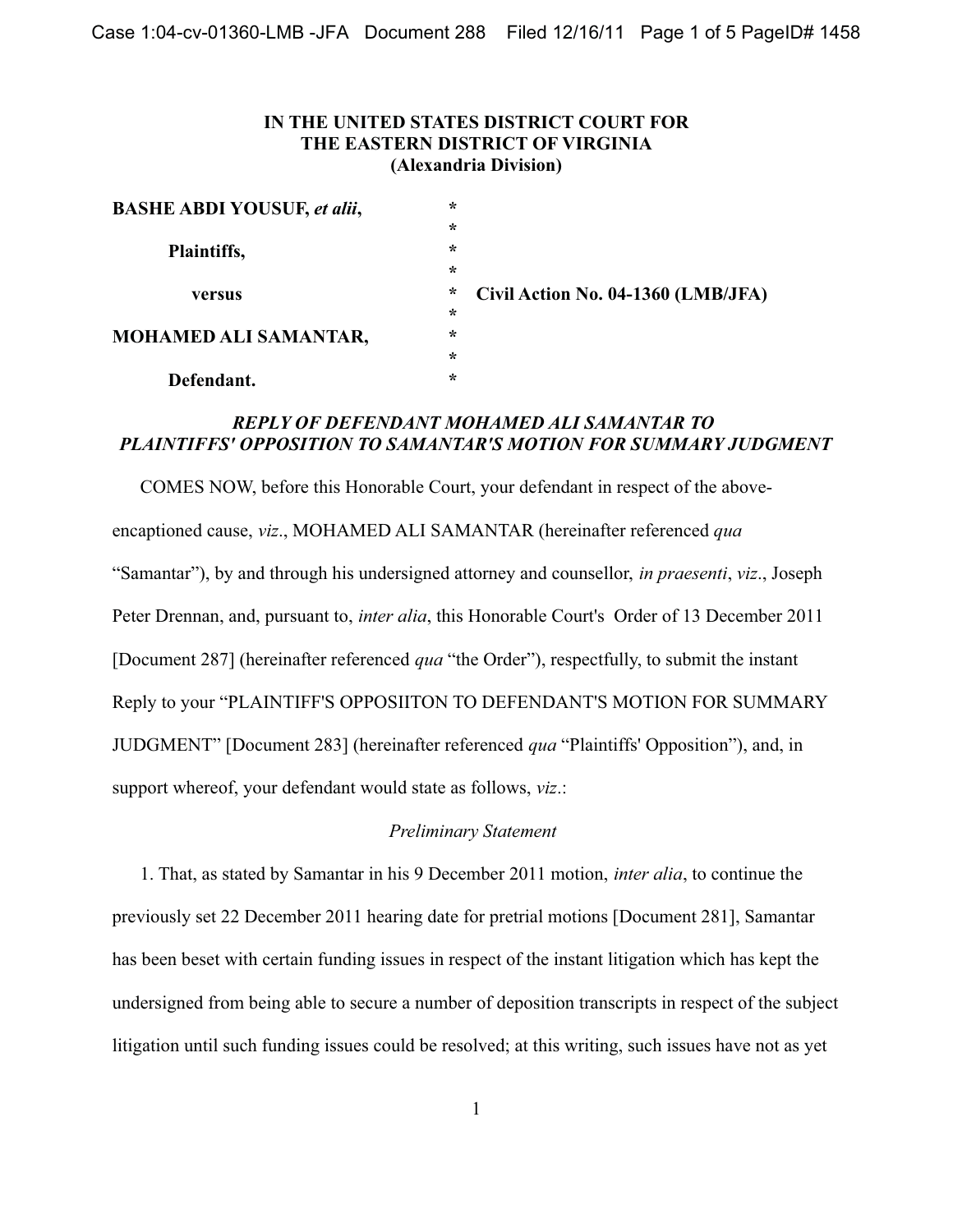**IN THE UNITED STATES DISTRICT COURT FOR THE EASTERN DISTRICT OF VIRGINIA (Alexandria Division)**

| | | |
|---|---|---|
| **BASHE ABDI YOUSUF,** ***et alii*****,** | * | |
| | * | |
| **Plaintiffs,** | * | |
| | * | |
| **versus** | * | **Civil Action No. 04-1360 (LMB/JFA)** |
| | * | |
| **MOHAMED ALI SAMANTAR,** | * | |
| | * | |
| **Defendant.** | * | |

***REPLY OF DEFENDANT MOHAMED ALI SAMANTAR TO PLAINTIFFS' OPPOSITION TO SAMANTAR'S MOTION FOR SUMMARY JUDGMENT***

COMES NOW, before this Honorable Court, your defendant in respect of the above-encaptioned cause, *viz*., MOHAMED ALI SAMANTAR (hereinafter referenced *qua* "Samantar"), by and through his undersigned attorney and counsellor, *in praesenti*, *viz*., Joseph Peter Drennan, and, pursuant to, *inter alia*, this Honorable Court's Order of 13 December 2011 [Document 287] (hereinafter referenced *qua* "the Order"), respectfully, to submit the instant Reply to your "PLAINTIFF'S OPPOSIITON TO DEFENDANT'S MOTION FOR SUMMARY JUDGMENT" [Document 283] (hereinafter referenced *qua* "Plaintiffs' Opposition"), and, in support whereof, your defendant would state as follows, *viz*.:

*Preliminary Statement*

1. That, as stated by Samantar in his 9 December 2011 motion, *inter alia*, to continue the previously set 22 December 2011 hearing date for pretrial motions [Document 281], Samantar has been beset with certain funding issues in respect of the instant litigation which has kept the undersigned from being able to secure a number of deposition transcripts in respect of the subject litigation until such funding issues could be resolved; at this writing, such issues have not as yet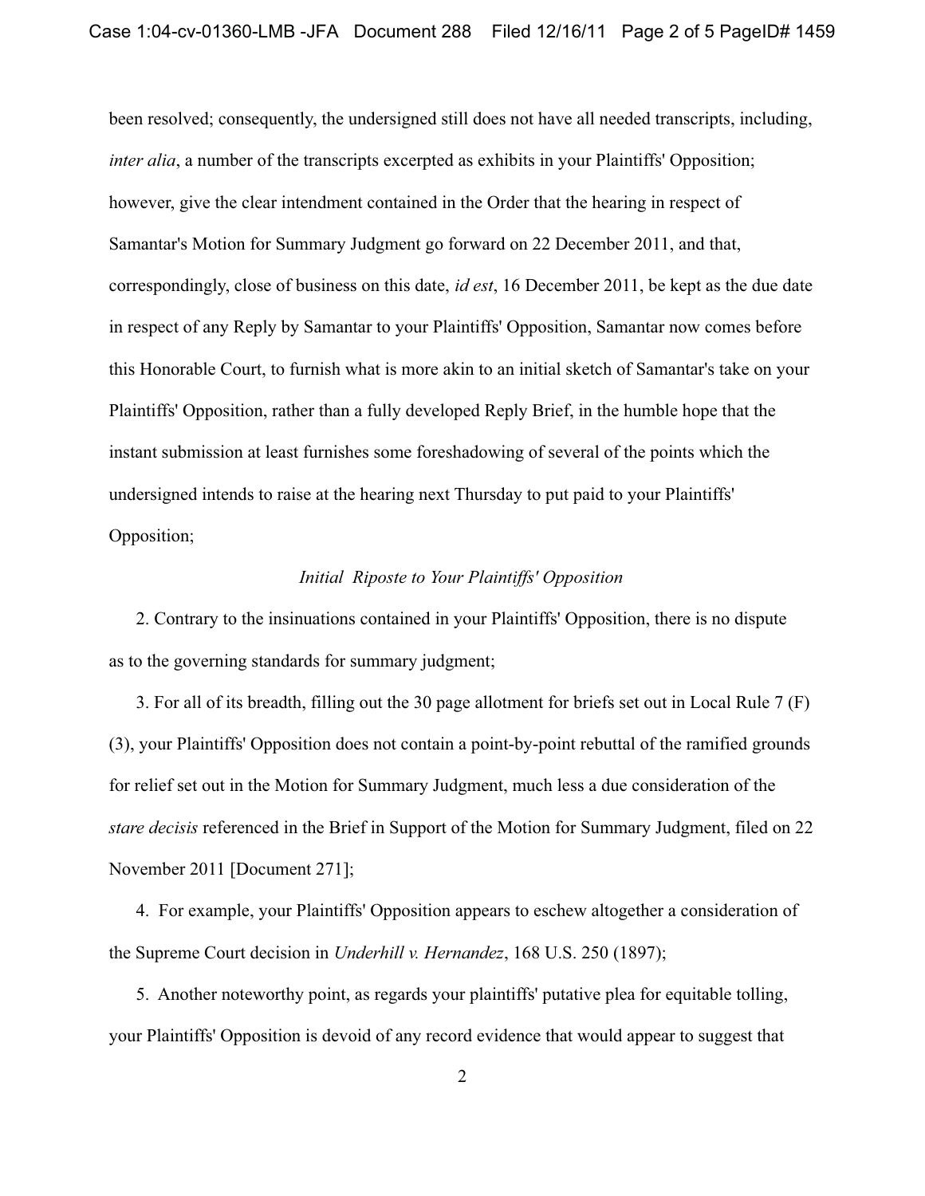been resolved; consequently, the undersigned still does not have all needed transcripts, including, *inter alia*, a number of the transcripts excerpted as exhibits in your Plaintiffs' Opposition; however, give the clear intendment contained in the Order that the hearing in respect of Samantar's Motion for Summary Judgment go forward on 22 December 2011, and that, correspondingly, close of business on this date, *id est*, 16 December 2011, be kept as the due date in respect of any Reply by Samantar to your Plaintiffs' Opposition, Samantar now comes before this Honorable Court, to furnish what is more akin to an initial sketch of Samantar's take on your Plaintiffs' Opposition, rather than a fully developed Reply Brief, in the humble hope that the instant submission at least furnishes some foreshadowing of several of the points which the undersigned intends to raise at the hearing next Thursday to put paid to your Plaintiffs' Opposition;

*Initial Riposte to Your Plaintiffs' Opposition*

2. Contrary to the insinuations contained in your Plaintiffs' Opposition, there is no dispute as to the governing standards for summary judgment;

3. For all of its breadth, filling out the 30 page allotment for briefs set out in Local Rule 7 (F)(3), your Plaintiffs' Opposition does not contain a point-by-point rebuttal of the ramified grounds for relief set out in the Motion for Summary Judgment, much less a due consideration of the *stare decisis* referenced in the Brief in Support of the Motion for Summary Judgment, filed on 22 November 2011 [Document 271];

4. For example, your Plaintiffs' Opposition appears to eschew altogether a consideration of the Supreme Court decision in *Underhill v. Hernandez*, 168 U.S. 250 (1897);

5. Another noteworthy point, as regards your plaintiffs' putative plea for equitable tolling, your Plaintiffs' Opposition is devoid of any record evidence that would appear to suggest that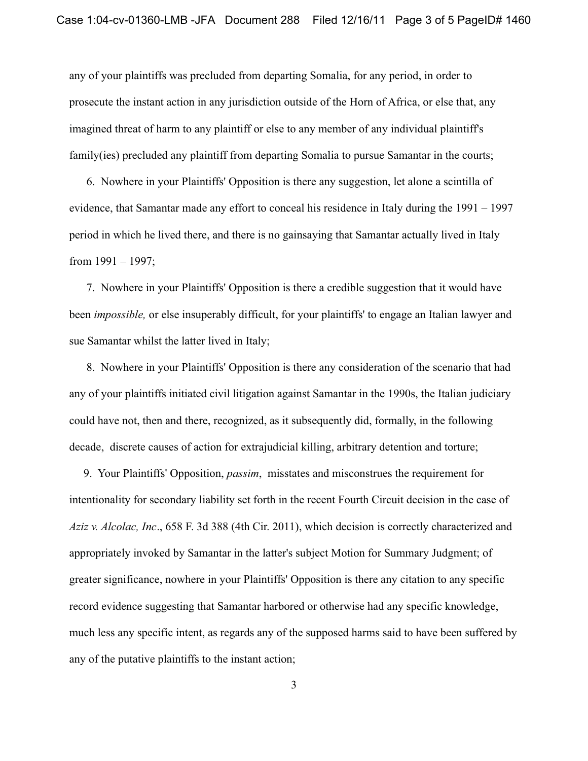any of your plaintiffs was precluded from departing Somalia, for any period, in order to prosecute the instant action in any jurisdiction outside of the Horn of Africa, or else that, any imagined threat of harm to any plaintiff or else to any member of any individual plaintiff's family(ies) precluded any plaintiff from departing Somalia to pursue Samantar in the courts;

6. Nowhere in your Plaintiffs' Opposition is there any suggestion, let alone a scintilla of evidence, that Samantar made any effort to conceal his residence in Italy during the 1991 – 1997 period in which he lived there, and there is no gainsaying that Samantar actually lived in Italy from 1991 – 1997;

7. Nowhere in your Plaintiffs' Opposition is there a credible suggestion that it would have been *impossible,* or else insuperably difficult, for your plaintiffs' to engage an Italian lawyer and sue Samantar whilst the latter lived in Italy;

8. Nowhere in your Plaintiffs' Opposition is there any consideration of the scenario that had any of your plaintiffs initiated civil litigation against Samantar in the 1990s, the Italian judiciary could have not, then and there, recognized, as it subsequently did, formally, in the following decade, discrete causes of action for extrajudicial killing, arbitrary detention and torture;

9. Your Plaintiffs' Opposition, *passim*, misstates and misconstrues the requirement for intentionality for secondary liability set forth in the recent Fourth Circuit decision in the case of *Aziz v. Alcolac, Inc*., 658 F. 3d 388 (4th Cir. 2011), which decision is correctly characterized and appropriately invoked by Samantar in the latter's subject Motion for Summary Judgment; of greater significance, nowhere in your Plaintiffs' Opposition is there any citation to any specific record evidence suggesting that Samantar harbored or otherwise had any specific knowledge, much less any specific intent, as regards any of the supposed harms said to have been suffered by any of the putative plaintiffs to the instant action;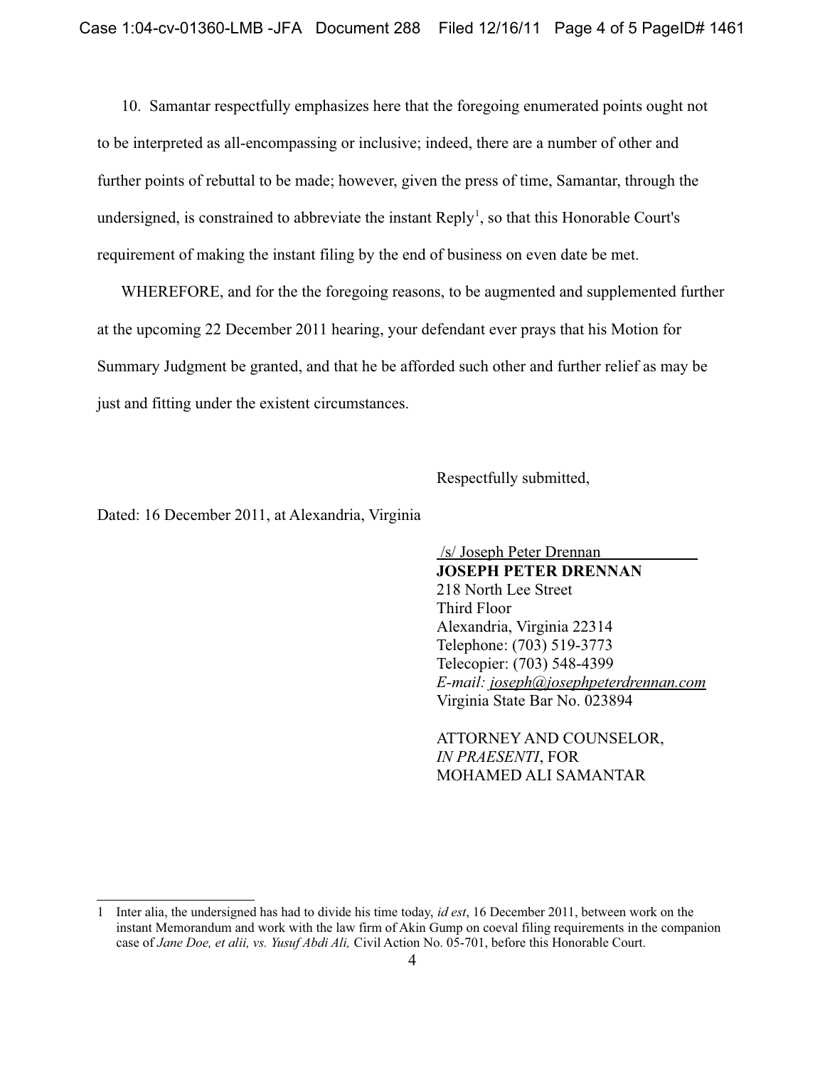10. Samantar respectfully emphasizes here that the foregoing enumerated points ought not to be interpreted as all-encompassing or inclusive; indeed, there are a number of other and further points of rebuttal to be made; however, given the press of time, Samantar, through the undersigned, is constrained to abbreviate the instant Reply[1], so that this Honorable Court's requirement of making the instant filing by the end of business on even date be met.

WHEREFORE, and for the the foregoing reasons, to be augmented and supplemented further at the upcoming 22 December 2011 hearing, your defendant ever prays that his Motion for Summary Judgment be granted, and that he be afforded such other and further relief as may be just and fitting under the existent circumstances.

Respectfully submitted,

Dated: 16 December 2011, at Alexandria, Virginia

/s/ Joseph Peter Drennan
**JOSEPH PETER DRENNAN**
218 North Lee Street
Third Floor
Alexandria, Virginia 22314
Telephone: (703) 519-3773
Telecopier: (703) 548-4399
*E-mail:* joseph@josephpeterdrennan.com
Virginia State Bar No. 023894

ATTORNEY AND COUNSELOR,
*IN PRAESENTI*, FOR
MOHAMED ALI SAMANTAR

---

1 Inter alia, the undersigned has had to divide his time today, *id est*, 16 December 2011, between work on the instant Memorandum and work with the law firm of Akin Gump on coeval filing requirements in the companion case of *Jane Doe, et alii, vs. Yusuf Abdi Ali,* Civil Action No. 05-701, before this Honorable Court.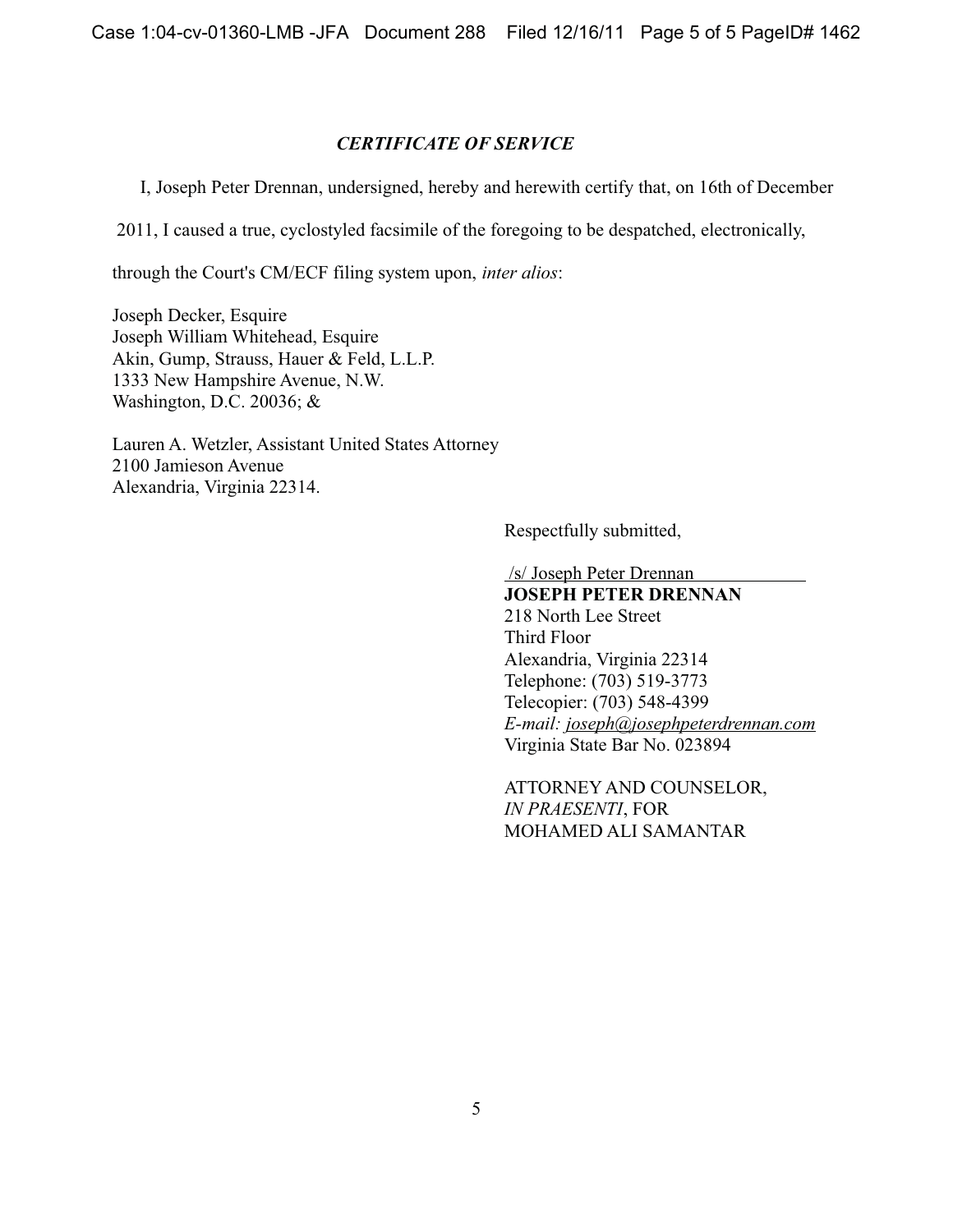### *CERTIFICATE OF SERVICE*

I, Joseph Peter Drennan, undersigned, hereby and herewith certify that, on 16th of December 2011, I caused a true, cyclostyled facsimile of the foregoing to be despatched, electronically, through the Court's CM/ECF filing system upon, *inter alios*:

Joseph Decker, Esquire
Joseph William Whitehead, Esquire
Akin, Gump, Strauss, Hauer & Feld, L.L.P.
1333 New Hampshire Avenue, N.W.
Washington, D.C. 20036; &

Lauren A. Wetzler, Assistant United States Attorney
2100 Jamieson Avenue
Alexandria, Virginia 22314.

Respectfully submitted,

/s/ Joseph Peter Drennan
**JOSEPH PETER DRENNAN**
218 North Lee Street
Third Floor
Alexandria, Virginia 22314
Telephone: (703) 519-3773
Telecopier: (703) 548-4399
*E-mail: joseph@josephpeterdrennan.com*
Virginia State Bar No. 023894

ATTORNEY AND COUNSELOR, *IN PRAESENTI*, FOR MOHAMED ALI SAMANTAR